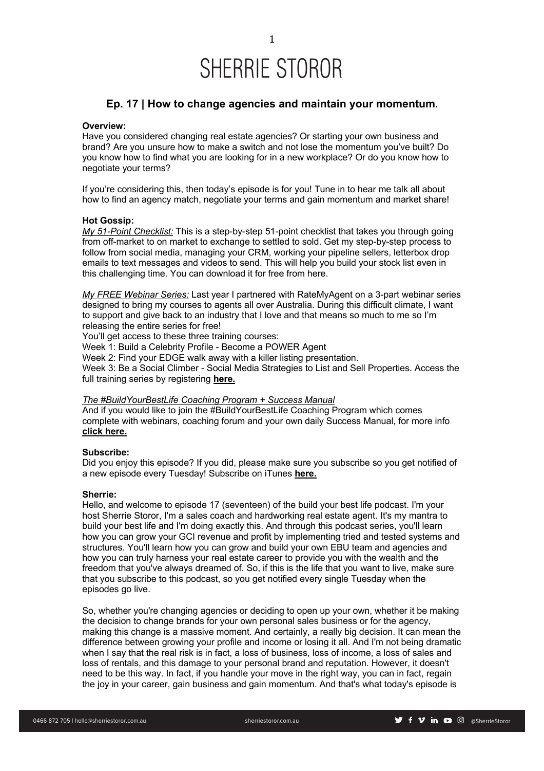# SHERRIE STOROR

## Ep. 17 | How to change agencies and maintain your momentum.

**Overview:**
Have you considered changing real estate agencies? Or starting your own business and brand? Are you unsure how to make a switch and not lose the momentum you've built? Do you know how to find what you are looking for in a new workplace? Or do you know how to negotiate your terms?

If you're considering this, then today's episode is for you! Tune in to hear me talk all about how to find an agency match, negotiate your terms and gain momentum and market share!

**Hot Gossip:**
*My 51-Point Checklist:* This is a step-by-step 51-point checklist that takes you through going from off-market to on market to exchange to settled to sold. Get my step-by-step process to follow from social media, managing your CRM, working your pipeline sellers, letterbox drop emails to text messages and videos to send. This will help you build your stock list even in this challenging time. You can download it for free from here.

*My FREE Webinar Series:* Last year I partnered with RateMyAgent on a 3-part webinar series designed to bring my courses to agents all over Australia. During this difficult climate, I want to support and give back to an industry that I love and that means so much to me so I'm releasing the entire series for free!
You'll get access to these three training courses:
Week 1: Build a Celebrity Profile - Become a POWER Agent
Week 2: Find your EDGE walk away with a killer listing presentation.
Week 3: Be a Social Climber - Social Media Strategies to List and Sell Properties. Access the full training series by registering **here.**

*The #BuildYourBestLife Coaching Program + Success Manual*
And if you would like to join the #BuildYourBestLife Coaching Program which comes complete with webinars, coaching forum and your own daily Success Manual, for more info **click here.**

**Subscribe:**
Did you enjoy this episode? If you did, please make sure you subscribe so you get notified of a new episode every Tuesday! Subscribe on iTunes **here.**

**Sherrie:**
Hello, and welcome to episode 17 (seventeen) of the build your best life podcast. I'm your host Sherrie Storor, I'm a sales coach and hardworking real estate agent. It's my mantra to build your best life and I'm doing exactly this. And through this podcast series, you'll learn how you can grow your GCI revenue and profit by implementing tried and tested systems and structures. You'll learn how you can grow and build your own EBU team and agencies and how you can truly harness your real estate career to provide you with the wealth and the freedom that you've always dreamed of. So, if this is the life that you want to live, make sure that you subscribe to this podcast, so you get notified every single Tuesday when the episodes go live.

So, whether you're changing agencies or deciding to open up your own, whether it be making the decision to change brands for your own personal sales business or for the agency, making this change is a massive moment. And certainly, a really big decision. It can mean the difference between growing your profile and income or losing it all. And I'm not being dramatic when I say that the real risk is in fact, a loss of business, loss of income, a loss of sales and loss of rentals, and this damage to your personal brand and reputation. However, it doesn't need to be this way. In fact, if you handle your move in the right way, you can in fact, regain the joy in your career, gain business and gain momentum. And that's what today's episode is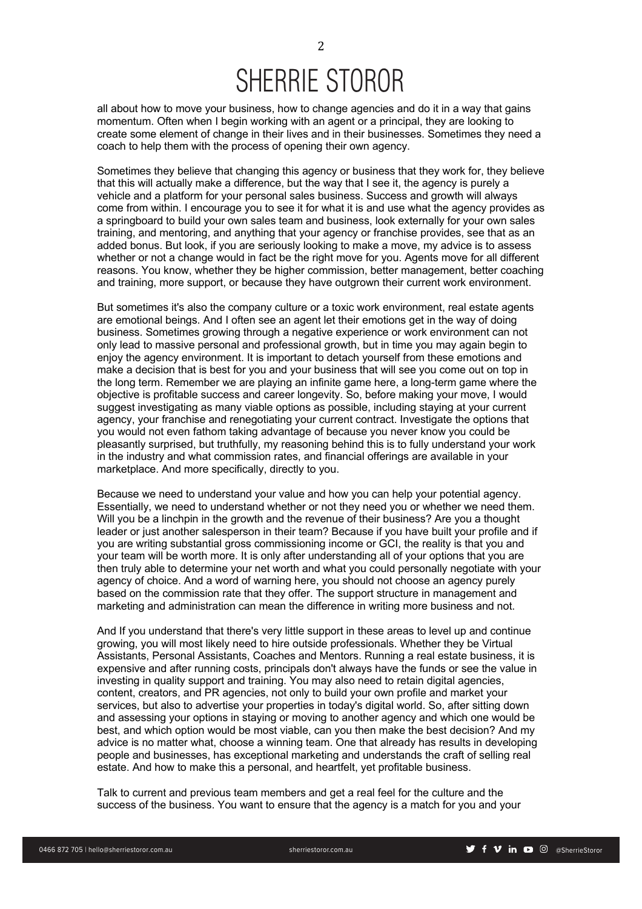all about how to move your business, how to change agencies and do it in a way that gains momentum. Often when I begin working with an agent or a principal, they are looking to create some element of change in their lives and in their businesses. Sometimes they need a coach to help them with the process of opening their own agency.

Sometimes they believe that changing this agency or business that they work for, they believe that this will actually make a difference, but the way that I see it, the agency is purely a vehicle and a platform for your personal sales business. Success and growth will always come from within. I encourage you to see it for what it is and use what the agency provides as a springboard to build your own sales team and business, look externally for your own sales training, and mentoring, and anything that your agency or franchise provides, see that as an added bonus. But look, if you are seriously looking to make a move, my advice is to assess whether or not a change would in fact be the right move for you. Agents move for all different reasons. You know, whether they be higher commission, better management, better coaching and training, more support, or because they have outgrown their current work environment.

But sometimes it's also the company culture or a toxic work environment, real estate agents are emotional beings. And I often see an agent let their emotions get in the way of doing business. Sometimes growing through a negative experience or work environment can not only lead to massive personal and professional growth, but in time you may again begin to enjoy the agency environment. It is important to detach yourself from these emotions and make a decision that is best for you and your business that will see you come out on top in the long term. Remember we are playing an infinite game here, a long-term game where the objective is profitable success and career longevity. So, before making your move, I would suggest investigating as many viable options as possible, including staying at your current agency, your franchise and renegotiating your current contract. Investigate the options that you would not even fathom taking advantage of because you never know you could be pleasantly surprised, but truthfully, my reasoning behind this is to fully understand your work in the industry and what commission rates, and financial offerings are available in your marketplace. And more specifically, directly to you.

Because we need to understand your value and how you can help your potential agency. Essentially, we need to understand whether or not they need you or whether we need them. Will you be a linchpin in the growth and the revenue of their business? Are you a thought leader or just another salesperson in their team? Because if you have built your profile and if you are writing substantial gross commissioning income or GCI, the reality is that you and your team will be worth more. It is only after understanding all of your options that you are then truly able to determine your net worth and what you could personally negotiate with your agency of choice. And a word of warning here, you should not choose an agency purely based on the commission rate that they offer. The support structure in management and marketing and administration can mean the difference in writing more business and not.

And If you understand that there's very little support in these areas to level up and continue growing, you will most likely need to hire outside professionals. Whether they be Virtual Assistants, Personal Assistants, Coaches and Mentors. Running a real estate business, it is expensive and after running costs, principals don't always have the funds or see the value in investing in quality support and training. You may also need to retain digital agencies, content, creators, and PR agencies, not only to build your own profile and market your services, but also to advertise your properties in today's digital world. So, after sitting down and assessing your options in staying or moving to another agency and which one would be best, and which option would be most viable, can you then make the best decision? And my advice is no matter what, choose a winning team. One that already has results in developing people and businesses, has exceptional marketing and understands the craft of selling real estate. And how to make this a personal, and heartfelt, yet profitable business.

Talk to current and previous team members and get a real feel for the culture and the success of the business. You want to ensure that the agency is a match for you and your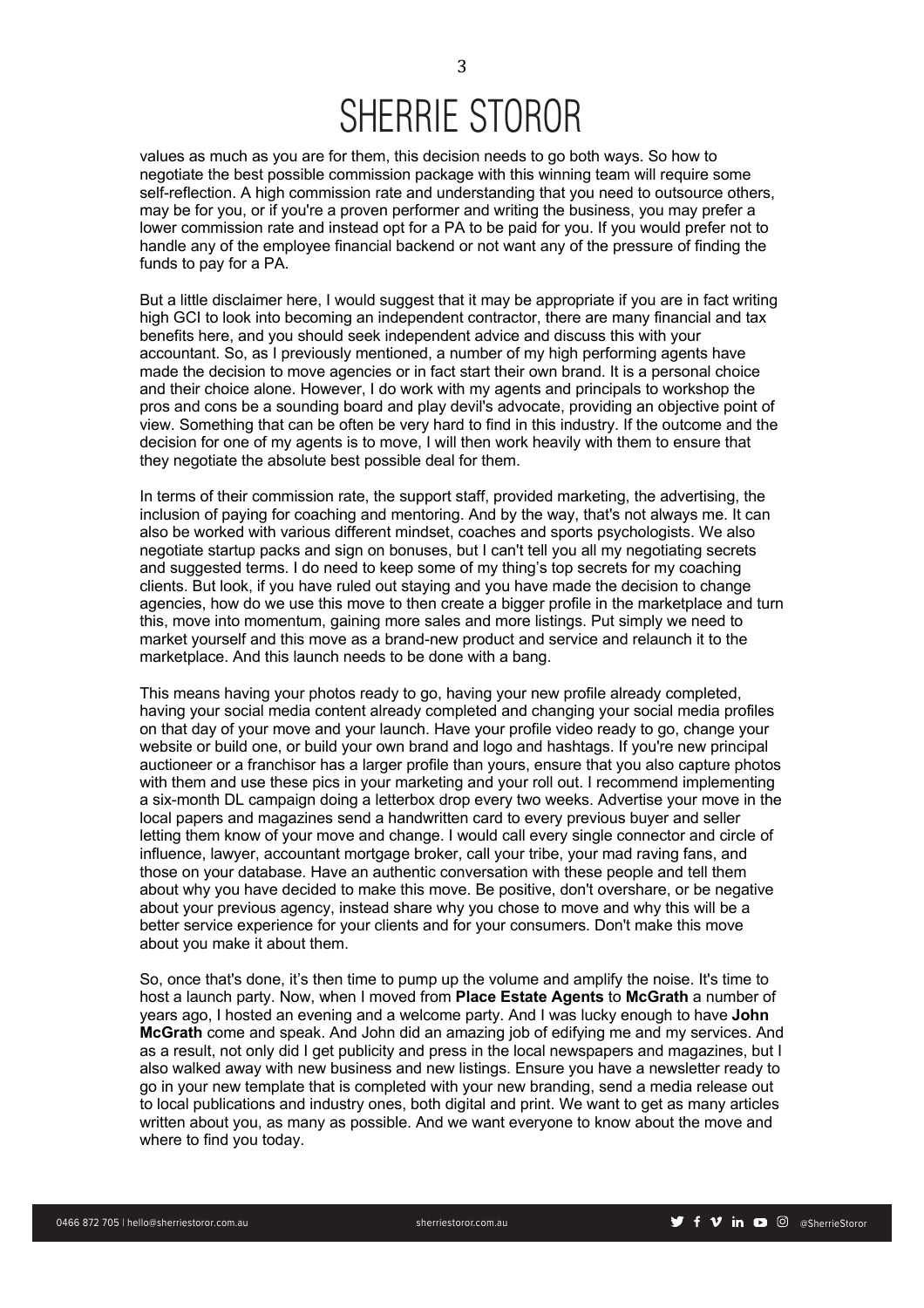values as much as you are for them, this decision needs to go both ways. So how to negotiate the best possible commission package with this winning team will require some self-reflection. A high commission rate and understanding that you need to outsource others, may be for you, or if you're a proven performer and writing the business, you may prefer a lower commission rate and instead opt for a PA to be paid for you. If you would prefer not to handle any of the employee financial backend or not want any of the pressure of finding the funds to pay for a PA.

But a little disclaimer here, I would suggest that it may be appropriate if you are in fact writing high GCI to look into becoming an independent contractor, there are many financial and tax benefits here, and you should seek independent advice and discuss this with your accountant. So, as I previously mentioned, a number of my high performing agents have made the decision to move agencies or in fact start their own brand. It is a personal choice and their choice alone. However, I do work with my agents and principals to workshop the pros and cons be a sounding board and play devil's advocate, providing an objective point of view. Something that can be often be very hard to find in this industry. If the outcome and the decision for one of my agents is to move, I will then work heavily with them to ensure that they negotiate the absolute best possible deal for them.

In terms of their commission rate, the support staff, provided marketing, the advertising, the inclusion of paying for coaching and mentoring. And by the way, that's not always me. It can also be worked with various different mindset, coaches and sports psychologists. We also negotiate startup packs and sign on bonuses, but I can't tell you all my negotiating secrets and suggested terms. I do need to keep some of my thing's top secrets for my coaching clients. But look, if you have ruled out staying and you have made the decision to change agencies, how do we use this move to then create a bigger profile in the marketplace and turn this, move into momentum, gaining more sales and more listings. Put simply we need to market yourself and this move as a brand-new product and service and relaunch it to the marketplace. And this launch needs to be done with a bang.

This means having your photos ready to go, having your new profile already completed, having your social media content already completed and changing your social media profiles on that day of your move and your launch. Have your profile video ready to go, change your website or build one, or build your own brand and logo and hashtags. If you're new principal auctioneer or a franchisor has a larger profile than yours, ensure that you also capture photos with them and use these pics in your marketing and your roll out. I recommend implementing a six-month DL campaign doing a letterbox drop every two weeks. Advertise your move in the local papers and magazines send a handwritten card to every previous buyer and seller letting them know of your move and change. I would call every single connector and circle of influence, lawyer, accountant mortgage broker, call your tribe, your mad raving fans, and those on your database. Have an authentic conversation with these people and tell them about why you have decided to make this move. Be positive, don't overshare, or be negative about your previous agency, instead share why you chose to move and why this will be a better service experience for your clients and for your consumers. Don't make this move about you make it about them.

So, once that's done, it's then time to pump up the volume and amplify the noise. It's time to host a launch party. Now, when I moved from **Place Estate Agents** to **McGrath** a number of years ago, I hosted an evening and a welcome party. And I was lucky enough to have **John McGrath** come and speak. And John did an amazing job of edifying me and my services. And as a result, not only did I get publicity and press in the local newspapers and magazines, but I also walked away with new business and new listings. Ensure you have a newsletter ready to go in your new template that is completed with your new branding, send a media release out to local publications and industry ones, both digital and print. We want to get as many articles written about you, as many as possible. And we want everyone to know about the move and where to find you today.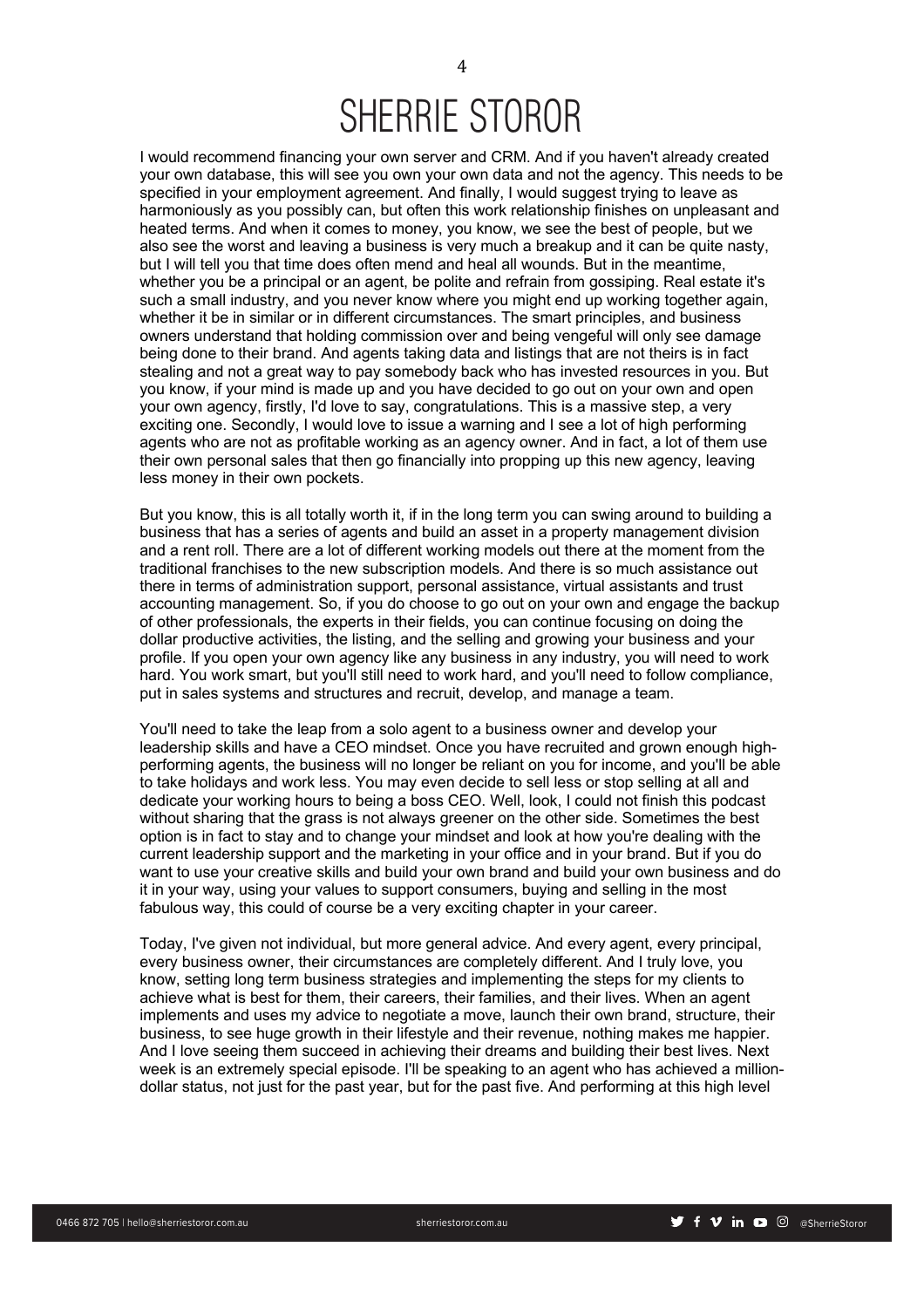I would recommend financing your own server and CRM. And if you haven't already created your own database, this will see you own your own data and not the agency. This needs to be specified in your employment agreement. And finally, I would suggest trying to leave as harmoniously as you possibly can, but often this work relationship finishes on unpleasant and heated terms. And when it comes to money, you know, we see the best of people, but we also see the worst and leaving a business is very much a breakup and it can be quite nasty, but I will tell you that time does often mend and heal all wounds. But in the meantime, whether you be a principal or an agent, be polite and refrain from gossiping. Real estate it's such a small industry, and you never know where you might end up working together again, whether it be in similar or in different circumstances. The smart principles, and business owners understand that holding commission over and being vengeful will only see damage being done to their brand. And agents taking data and listings that are not theirs is in fact stealing and not a great way to pay somebody back who has invested resources in you. But you know, if your mind is made up and you have decided to go out on your own and open your own agency, firstly, I'd love to say, congratulations. This is a massive step, a very exciting one. Secondly, I would love to issue a warning and I see a lot of high performing agents who are not as profitable working as an agency owner. And in fact, a lot of them use their own personal sales that then go financially into propping up this new agency, leaving less money in their own pockets.

But you know, this is all totally worth it, if in the long term you can swing around to building a business that has a series of agents and build an asset in a property management division and a rent roll. There are a lot of different working models out there at the moment from the traditional franchises to the new subscription models. And there is so much assistance out there in terms of administration support, personal assistance, virtual assistants and trust accounting management. So, if you do choose to go out on your own and engage the backup of other professionals, the experts in their fields, you can continue focusing on doing the dollar productive activities, the listing, and the selling and growing your business and your profile. If you open your own agency like any business in any industry, you will need to work hard. You work smart, but you'll still need to work hard, and you'll need to follow compliance, put in sales systems and structures and recruit, develop, and manage a team.

You'll need to take the leap from a solo agent to a business owner and develop your leadership skills and have a CEO mindset. Once you have recruited and grown enough high-performing agents, the business will no longer be reliant on you for income, and you'll be able to take holidays and work less. You may even decide to sell less or stop selling at all and dedicate your working hours to being a boss CEO. Well, look, I could not finish this podcast without sharing that the grass is not always greener on the other side. Sometimes the best option is in fact to stay and to change your mindset and look at how you're dealing with the current leadership support and the marketing in your office and in your brand. But if you do want to use your creative skills and build your own brand and build your own business and do it in your way, using your values to support consumers, buying and selling in the most fabulous way, this could of course be a very exciting chapter in your career.

Today, I've given not individual, but more general advice. And every agent, every principal, every business owner, their circumstances are completely different. And I truly love, you know, setting long term business strategies and implementing the steps for my clients to achieve what is best for them, their careers, their families, and their lives. When an agent implements and uses my advice to negotiate a move, launch their own brand, structure, their business, to see huge growth in their lifestyle and their revenue, nothing makes me happier. And I love seeing them succeed in achieving their dreams and building their best lives. Next week is an extremely special episode. I'll be speaking to an agent who has achieved a million-dollar status, not just for the past year, but for the past five. And performing at this high level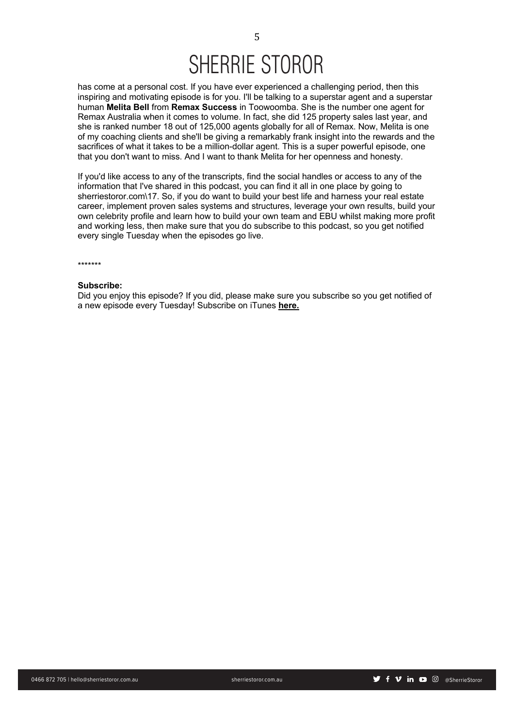has come at a personal cost. If you have ever experienced a challenging period, then this inspiring and motivating episode is for you. I'll be talking to a superstar agent and a superstar human **Melita Bell** from **Remax Success** in Toowoomba. She is the number one agent for Remax Australia when it comes to volume. In fact, she did 125 property sales last year, and she is ranked number 18 out of 125,000 agents globally for all of Remax. Now, Melita is one of my coaching clients and she'll be giving a remarkably frank insight into the rewards and the sacrifices of what it takes to be a million-dollar agent. This is a super powerful episode, one that you don't want to miss. And I want to thank Melita for her openness and honesty.

If you'd like access to any of the transcripts, find the social handles or access to any of the information that I've shared in this podcast, you can find it all in one place by going to sherriestoror.com\17. So, if you do want to build your best life and harness your real estate career, implement proven sales systems and structures, leverage your own results, build your own celebrity profile and learn how to build your own team and EBU whilst making more profit and working less, then make sure that you do subscribe to this podcast, so you get notified every single Tuesday when the episodes go live.

*******

**Subscribe:**
Did you enjoy this episode? If you did, please make sure you subscribe so you get notified of a new episode every Tuesday! Subscribe on iTunes **here.**